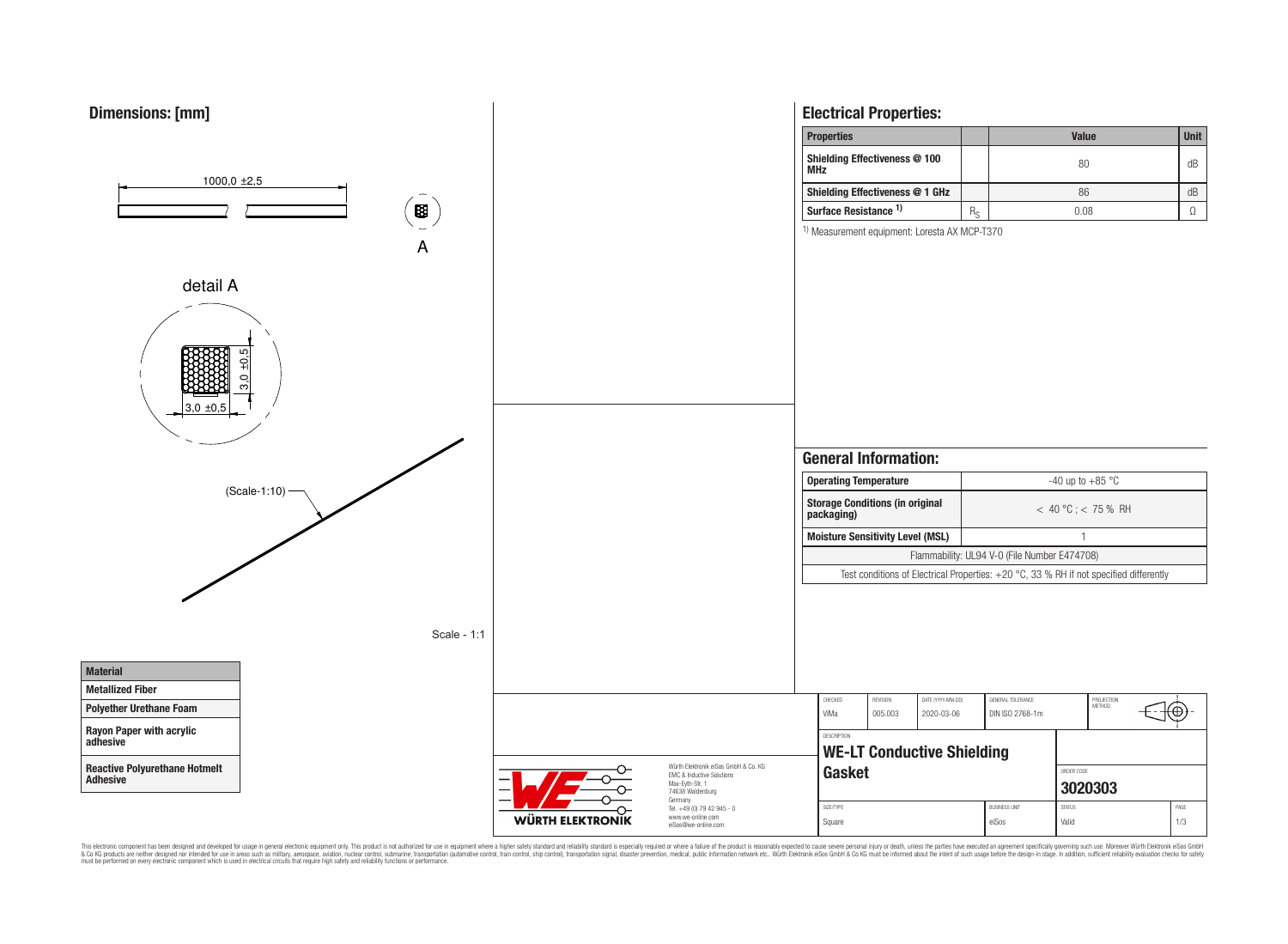## Dimensions: [mm]

1000,0 ±2,5

A

detail A

3,0 ±0,5

3,0 ±0,5

(Scale-1:10)

Scale - 1:1

| Material |
| --- |
| Metallized Fiber |
| Polyether Urethane Foam |
| Rayon Paper with acrylic adhesive |
| Reactive Polyurethane Hotmelt Adhesive |

## Electrical Properties:

| Properties | | Value | Unit |
| --- | --- | --- | --- |
| Shielding Effectiveness @ 100 MHz | | 80 | dB |
| Shielding Effectiveness @ 1 GHz | | 86 | dB |
| Surface Resistance [1] | $R_S$ | 0.08 | Ω |

[1] Measurement equipment: Loresta AX MCP-T370

## General Information:

| | |
| --- | --- |
| Operating Temperature | -40 up to +85 °C |
| Storage Conditions (in original packaging) | < 40 °C ; < 75 % RH |
| Moisture Sensitivity Level (MSL) | 1 |
| Flammability: UL94 V-0 (File Number E474708) | |
| Test conditions of Electrical Properties: +20 °C, 33 % RH if not specified differently | |

| CHECKED | REVISION | DATE (YYYY-MM-DD) | GENERAL TOLERANCE | PROJECTION METHOD |
| --- | --- | --- | --- | --- |
| ViMa | 005.003 | 2020-03-06 | DIN ISO 2768-1m | |

DESCRIPTION: **WE-LT Conductive Shielding Gasket**

ORDER CODE: **3020303**

| SIZE/TYPE | BUSINESS UNIT | STATUS | PAGE |
| --- | --- | --- | --- |
| Square | eiSos | Valid | 1/3 |

WÜRTH ELEKTRONIK

Würth Elektronik eiSos GmbH & Co. KG
EMC & Inductive Solutions
Max-Eyth-Str. 1
74638 Waldenburg
Germany
Tel. +49 (0) 79 42 945 - 0
www.we-online.com
eiSos@we-online.com

This electronic component has been designed and developed for usage in general electronic equipment only. This product is not authorized for use in equipment where a higher safety standard and reliability standard is especially required or where a failure of the product is reasonably expected to cause severe personal injury or death, unless the parties have executed an agreement specifically governing such use. Moreover Würth Elektronik eiSos GmbH & Co KG products are neither designed nor intended for use in areas such as military, aerospace, aviation, nuclear control, submarine, transportation (automotive control, train control, ship control), transportation signal, disaster prevention, medical, public information network etc.. Würth Elektronik eiSos GmbH & Co KG must be informed about the intent of such usage before the design-in stage. In addition, sufficient reliability evaluation checks for safety must be performed on every electronic component which is used in electrical circuits that require high safety and reliability functions or performance.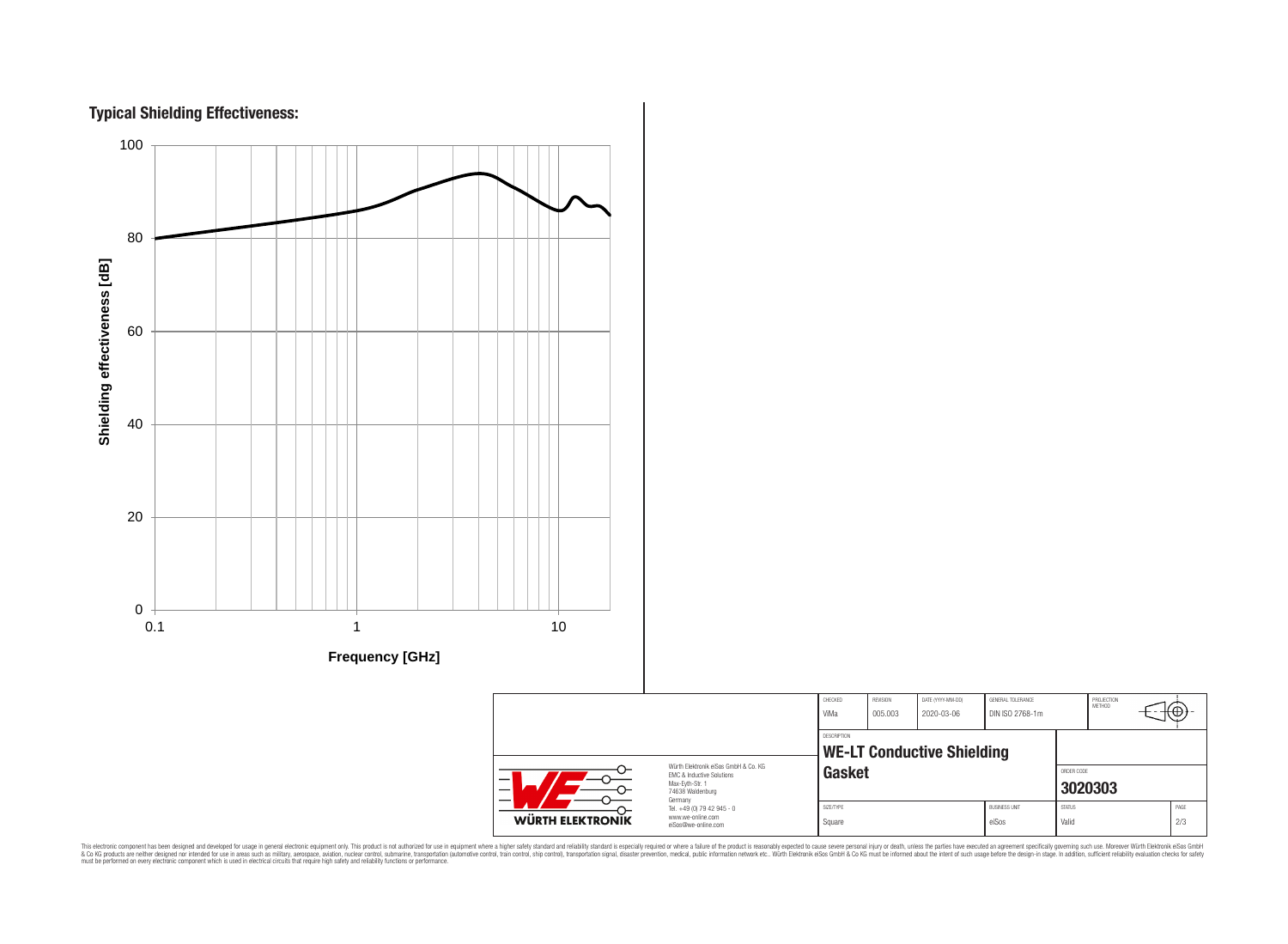## Typical Shielding Effectiveness:

Shielding effectiveness [dB]

100
80
60
40
20
0

0.1 1 10

Frequency [GHz]

| CHECKED | REVISION | DATE (YYYY-MM-DD) | GENERAL TOLERANCE | PROJECTION METHOD |
|---|---|---|---|---|
| ViMa | 005.003 | 2020-03-06 | DIN ISO 2768-1m | |

DESCRIPTION

**WE-LT Conductive Shielding Gasket**

ORDER CODE

**3020303**

| SIZE/TYPE | BUSINESS UNIT | STATUS | PAGE |
|---|---|---|---|
| Square | eiSos | Valid | 2/3 |

WÜRTH ELEKTRONIK

Würth Elektronik eiSos GmbH & Co. KG
EMC & Inductive Solutions
Max-Eyth-Str. 1
74638 Waldenburg
Germany
Tel. +49 (0) 79 42 945 - 0
www.we-online.com
eiSos@we-online.com

This electronic component has been designed and developed for usage in general electronic equipment only. This product is not authorized for use in equipment where a higher safety standard and reliability standard is especially required or where a failure of the product is reasonably expected to cause severe personal injury or death, unless the parties have executed an agreement specifically governing such use. Moreover Würth Elektronik eiSos GmbH & Co KG products are neither designed nor intended for use in areas such as military, aerospace, aviation, nuclear control, submarine, transportation (automotive control, train control, ship control), transportation signal, disaster prevention, medical, public information network etc.. Würth Elektronik eiSos GmbH & Co KG must be informed about the intent of such usage before the design-in stage. In addition, sufficient reliability evaluation checks for safety must be performed on every electronic component which is used in electrical circuits that require high safety and reliability functions or performance.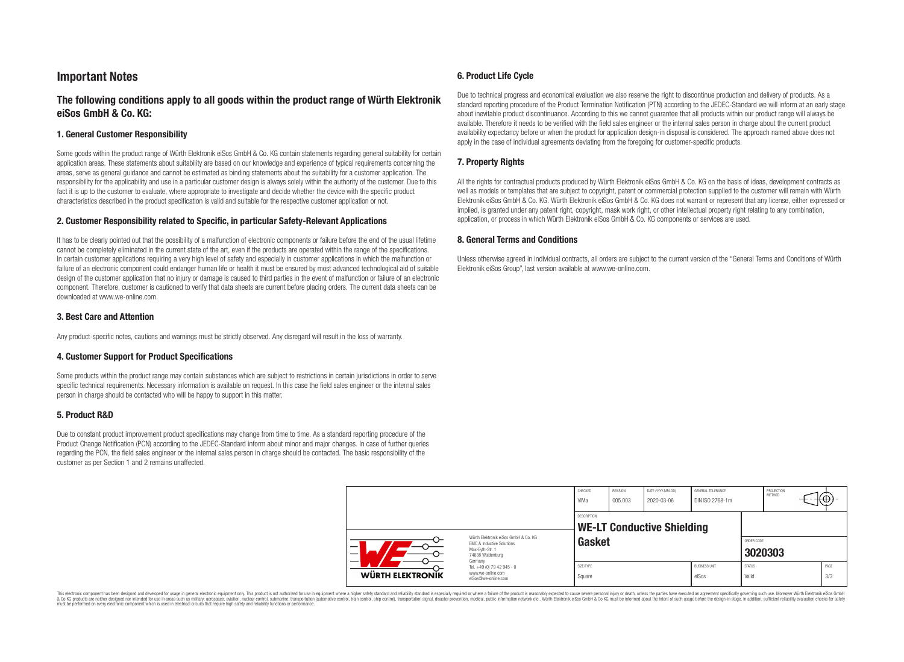# Important Notes

## The following conditions apply to all goods within the product range of Würth Elektronik eiSos GmbH & Co. KG:

### 1. General Customer Responsibility

Some goods within the product range of Würth Elektronik eiSos GmbH & Co. KG contain statements regarding general suitability for certain application areas. These statements about suitability are based on our knowledge and experience of typical requirements concerning the areas, serve as general guidance and cannot be estimated as binding statements about the suitability for a customer application. The responsibility for the applicability and use in a particular customer design is always solely within the authority of the customer. Due to this fact it is up to the customer to evaluate, where appropriate to investigate and decide whether the device with the specific product characteristics described in the product specification is valid and suitable for the respective customer application or not.

### 2. Customer Responsibility related to Specific, in particular Safety-Relevant Applications

It has to be clearly pointed out that the possibility of a malfunction of electronic components or failure before the end of the usual lifetime cannot be completely eliminated in the current state of the art, even if the products are operated within the range of the specifications. In certain customer applications requiring a very high level of safety and especially in customer applications in which the malfunction or failure of an electronic component could endanger human life or health it must be ensured by most advanced technological aid of suitable design of the customer application that no injury or damage is caused to third parties in the event of malfunction or failure of an electronic component. Therefore, customer is cautioned to verify that data sheets are current before placing orders. The current data sheets can be downloaded at www.we-online.com.

### 3. Best Care and Attention

Any product-specific notes, cautions and warnings must be strictly observed. Any disregard will result in the loss of warranty.

### 4. Customer Support for Product Specifications

Some products within the product range may contain substances which are subject to restrictions in certain jurisdictions in order to serve specific technical requirements. Necessary information is available on request. In this case the field sales engineer or the internal sales person in charge should be contacted who will be happy to support in this matter.

### 5. Product R&D

Due to constant product improvement product specifications may change from time to time. As a standard reporting procedure of the Product Change Notification (PCN) according to the JEDEC-Standard inform about minor and major changes. In case of further queries regarding the PCN, the field sales engineer or the internal sales person in charge should be contacted. The basic responsibility of the customer as per Section 1 and 2 remains unaffected.

### 6. Product Life Cycle

Due to technical progress and economical evaluation we also reserve the right to discontinue production and delivery of products. As a standard reporting procedure of the Product Termination Notification (PTN) according to the JEDEC-Standard we will inform at an early stage about inevitable product discontinuance. According to this we cannot guarantee that all products within our product range will always be available. Therefore it needs to be verified with the field sales engineer or the internal sales person in charge about the current product availability expectancy before or when the product for application design-in disposal is considered. The approach named above does not apply in the case of individual agreements deviating from the foregoing for customer-specific products.

### 7. Property Rights

All the rights for contractual products produced by Würth Elektronik eiSos GmbH & Co. KG on the basis of ideas, development contracts as well as models or templates that are subject to copyright, patent or commercial protection supplied to the customer will remain with Würth Elektronik eiSos GmbH & Co. KG. Würth Elektronik eiSos GmbH & Co. KG does not warrant or represent that any license, either expressed or implied, is granted under any patent right, copyright, mask work right, or other intellectual property right relating to any combination, application, or process in which Würth Elektronik eiSos GmbH & Co. KG components or services are used.

### 8. General Terms and Conditions

Unless otherwise agreed in individual contracts, all orders are subject to the current version of the "General Terms and Conditions of Würth Elektronik eiSos Group", last version available at www.we-online.com.

| | | | | | | |
|---|---|---|---|---|---|---|
| CHECKED | REVISION | DATE (YYYY-MM-DD) | GENERAL TOLERANCE | PROJECTION METHOD | | |
| ViMa | 005.003 | 2020-03-06 | DIN ISO 2768-1m | | | |
| DESCRIPTION | | | | | | |
| **WE-LT Conductive Shielding Gasket** | | | | ORDER CODE | | |
| | | | | **3020303** | | |
| SIZE/TYPE | | | BUSINESS UNIT | STATUS | PAGE | |
| Square | | | eiSos | Valid | 3/3 | |

WÜRTH ELEKTRONIK

Würth Elektronik eiSos GmbH & Co. KG
EMC & Inductive Solutions
Max-Eyth-Str. 1
74638 Waldenburg
Germany
Tel. +49 (0) 79 42 945 - 0
www.we-online.com
eiSos@we-online.com

This electronic component has been designed and developed for usage in general electronic equipment only. This product is not authorized for use in equipment where a higher safety standard and reliability standard is especially required or where a failure of the product is reasonably expected to cause severe personal injury or death, unless the parties have executed an agreement specifically governing such use. Moreover Würth Elektronik eiSos GmbH & Co KG products are neither designed nor intended for use in areas such as military, aerospace, aviation, nuclear control, submarine, transportation (automotive control, train control, ship control), transportation signal, disaster prevention, medical, public information network etc.. Würth Elektronik eiSos GmbH & Co KG must be informed about the intent of such usage before the design-in stage. In addition, sufficient reliability evaluation checks for safety must be performed on every electronic component which is used in electrical circuits that require high safety and reliability functions or performance.